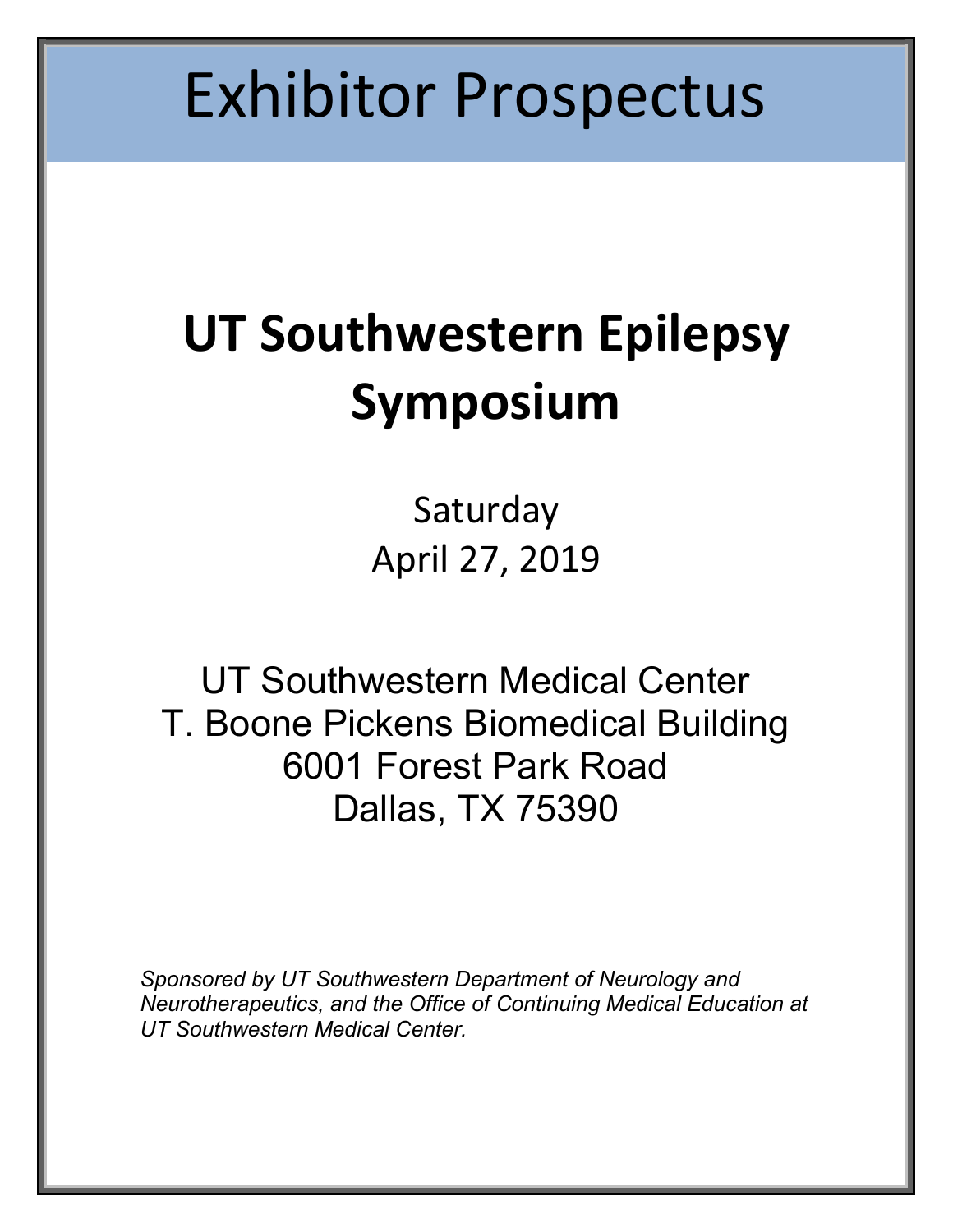# Exhibitor Prospectus

## UT Southwestern Epilepsy Symposium

Saturday
April 27, 2019

UT Southwestern Medical Center
T. Boone Pickens Biomedical Building
6001 Forest Park Road
Dallas, TX 75390

*Sponsored by UT Southwestern Department of Neurology and Neurotherapeutics, and the Office of Continuing Medical Education at UT Southwestern Medical Center.*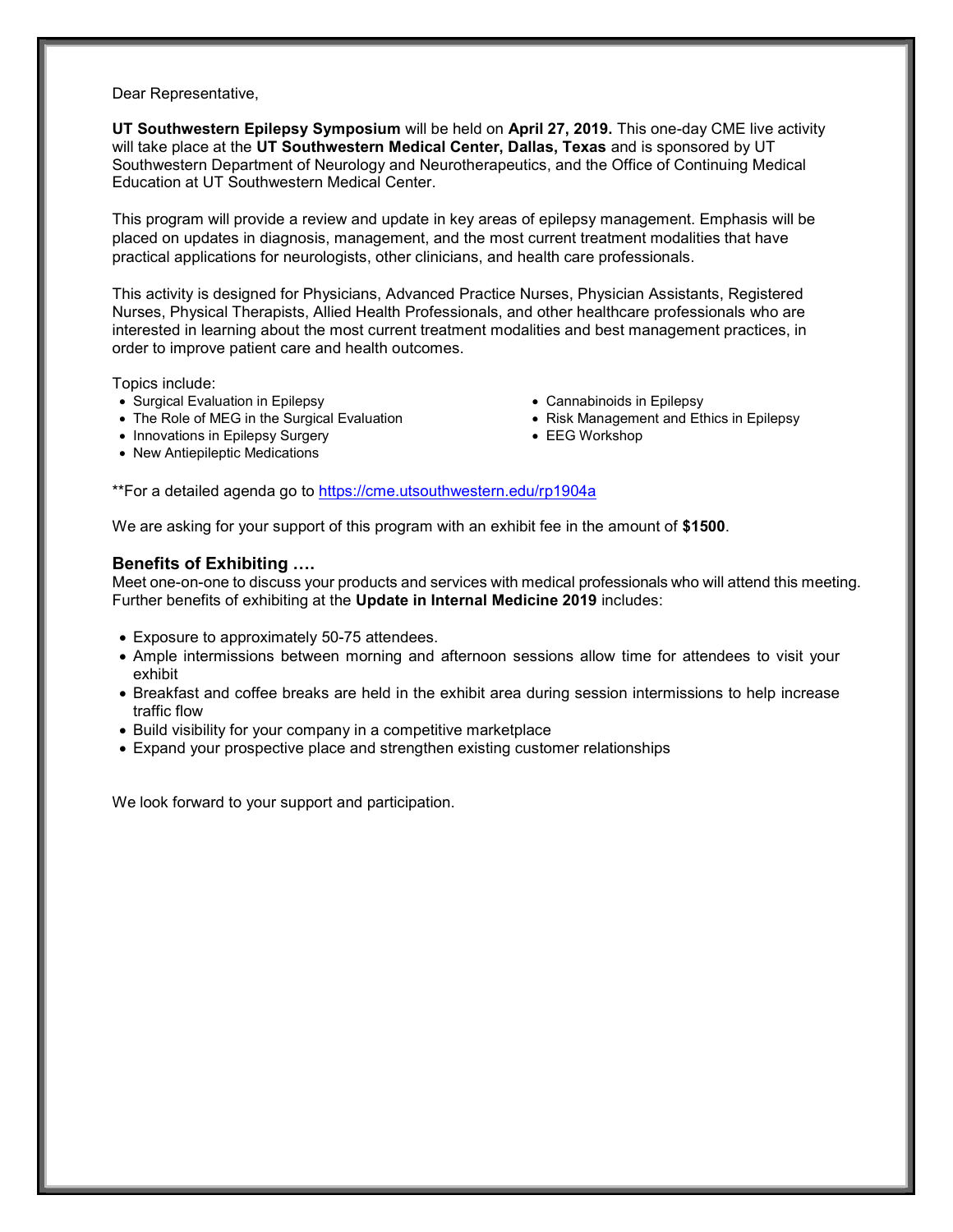Dear Representative,

**UT Southwestern Epilepsy Symposium** will be held on **April 27, 2019.** This one-day CME live activity will take place at the **UT Southwestern Medical Center, Dallas, Texas** and is sponsored by UT Southwestern Department of Neurology and Neurotherapeutics, and the Office of Continuing Medical Education at UT Southwestern Medical Center.

This program will provide a review and update in key areas of epilepsy management. Emphasis will be placed on updates in diagnosis, management, and the most current treatment modalities that have practical applications for neurologists, other clinicians, and health care professionals.

This activity is designed for Physicians, Advanced Practice Nurses, Physician Assistants, Registered Nurses, Physical Therapists, Allied Health Professionals, and other healthcare professionals who are interested in learning about the most current treatment modalities and best management practices, in order to improve patient care and health outcomes.

Topics include:

- Surgical Evaluation in Epilepsy
- The Role of MEG in the Surgical Evaluation
- Innovations in Epilepsy Surgery
- New Antiepileptic Medications
- Cannabinoids in Epilepsy
- Risk Management and Ethics in Epilepsy
- EEG Workshop

**For a detailed agenda go to https://cme.utsouthwestern.edu/rp1904a

We are asking for your support of this program with an exhibit fee in the amount of **$1500**.

### Benefits of Exhibiting ….

Meet one-on-one to discuss your products and services with medical professionals who will attend this meeting. Further benefits of exhibiting at the **Update in Internal Medicine 2019** includes:

- Exposure to approximately 50-75 attendees.
- Ample intermissions between morning and afternoon sessions allow time for attendees to visit your exhibit
- Breakfast and coffee breaks are held in the exhibit area during session intermissions to help increase traffic flow
- Build visibility for your company in a competitive marketplace
- Expand your prospective place and strengthen existing customer relationships

We look forward to your support and participation.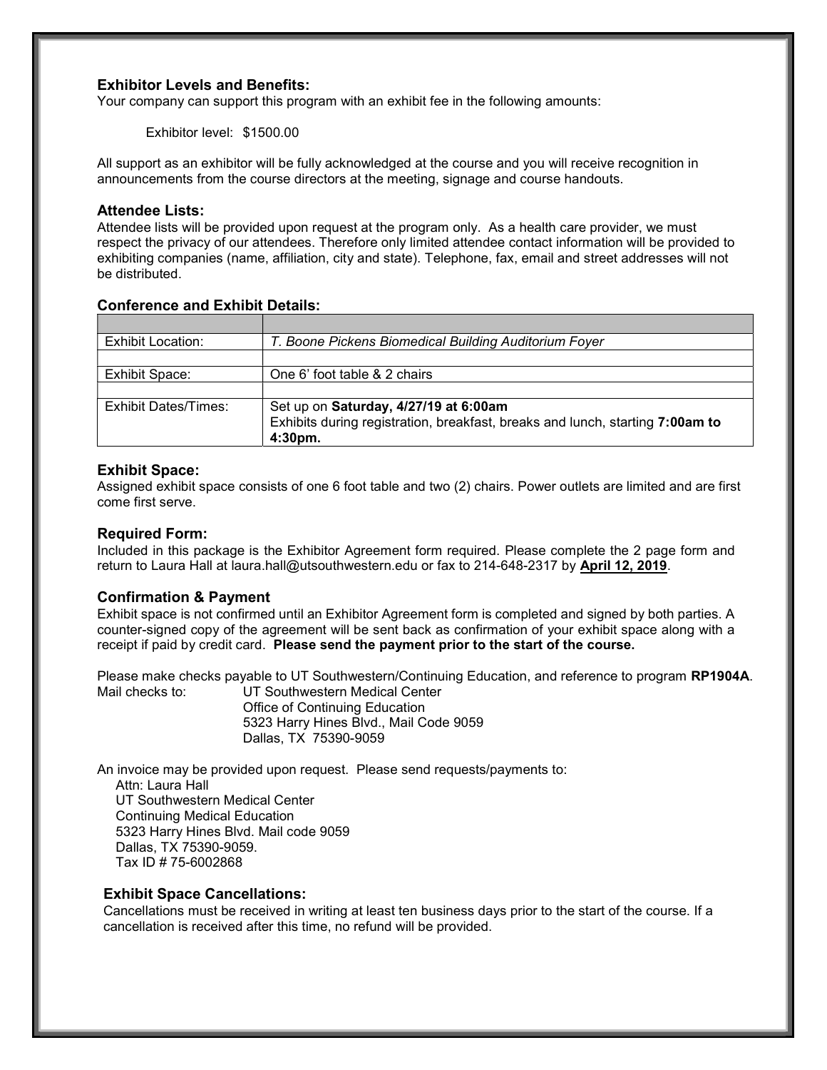### Exhibitor Levels and Benefits:

Your company can support this program with an exhibit fee in the following amounts:

Exhibitor level: $1500.00

All support as an exhibitor will be fully acknowledged at the course and you will receive recognition in announcements from the course directors at the meeting, signage and course handouts.

### Attendee Lists:

Attendee lists will be provided upon request at the program only. As a health care provider, we must respect the privacy of our attendees. Therefore only limited attendee contact information will be provided to exhibiting companies (name, affiliation, city and state). Telephone, fax, email and street addresses will not be distributed.

### Conference and Exhibit Details:

| | |
|---|---|
| Exhibit Location: | *T. Boone Pickens Biomedical Building Auditorium Foyer* |
| | |
| Exhibit Space: | One 6' foot table & 2 chairs |
| | |
| Exhibit Dates/Times: | Set up on **Saturday, 4/27/19 at 6:00am**<br>Exhibits during registration, breakfast, breaks and lunch, starting **7:00am to 4:30pm.** |

### Exhibit Space:

Assigned exhibit space consists of one 6 foot table and two (2) chairs. Power outlets are limited and are first come first serve.

### Required Form:

Included in this package is the Exhibitor Agreement form required. Please complete the 2 page form and return to Laura Hall at laura.hall@utsouthwestern.edu or fax to 214-648-2317 by **April 12, 2019**.

### Confirmation & Payment

Exhibit space is not confirmed until an Exhibitor Agreement form is completed and signed by both parties. A counter-signed copy of the agreement will be sent back as confirmation of your exhibit space along with a receipt if paid by credit card. **Please send the payment prior to the start of the course.**

Please make checks payable to UT Southwestern/Continuing Education, and reference to program **RP1904A**.

Mail checks to:
UT Southwestern Medical Center
Office of Continuing Education
5323 Harry Hines Blvd., Mail Code 9059
Dallas, TX 75390-9059

An invoice may be provided upon request. Please send requests/payments to:

Attn: Laura Hall
UT Southwestern Medical Center
Continuing Medical Education
5323 Harry Hines Blvd. Mail code 9059
Dallas, TX 75390-9059.
Tax ID # 75-6002868

### Exhibit Space Cancellations:

Cancellations must be received in writing at least ten business days prior to the start of the course. If a cancellation is received after this time, no refund will be provided.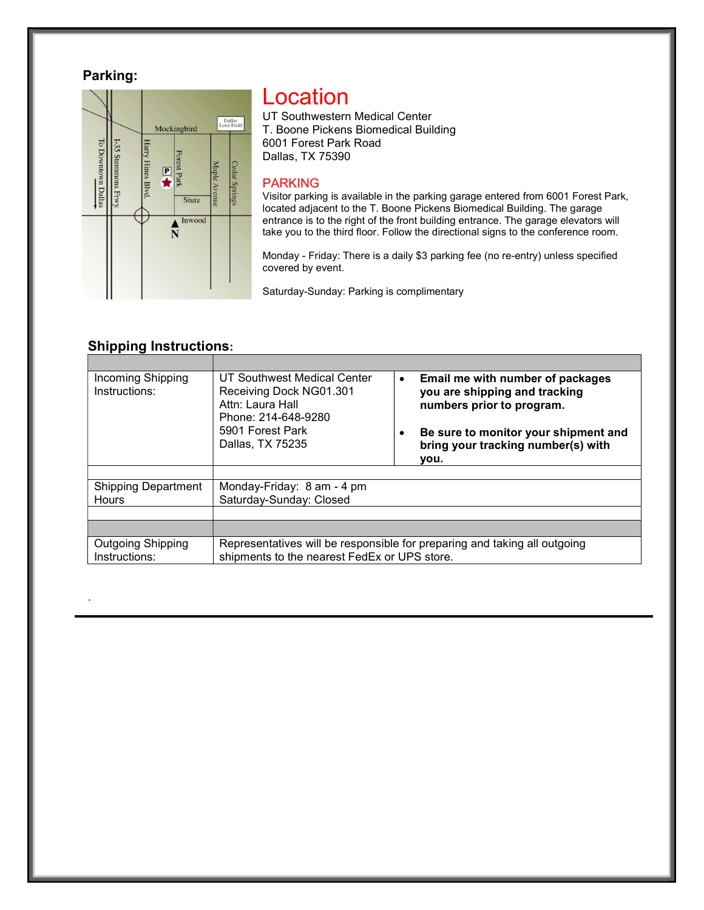**Parking:**

Mockingbird

Dallas Love Field

To Downtown Dallas

I-35 Stemmons Frwy.

Harry Hines Blvd.

Forest Park

Maple Avenue

Cedar Springs

Stutz

Inwood

N

# Location

UT Southwestern Medical Center
T. Boone Pickens Biomedical Building
6001 Forest Park Road
Dallas, TX 75390

## PARKING

Visitor parking is available in the parking garage entered from 6001 Forest Park, located adjacent to the T. Boone Pickens Biomedical Building. The garage entrance is to the right of the front building entrance. The garage elevators will take you to the third floor. Follow the directional signs to the conference room.

Monday - Friday: There is a daily $3 parking fee (no re-entry) unless specified covered by event.

Saturday-Sunday: Parking is complimentary

## Shipping Instructions:

| | | |
|---|---|---|
| Incoming Shipping Instructions: | UT Southwest Medical Center<br>Receiving Dock NG01.301<br>Attn: Laura Hall<br>Phone: 214-648-9280<br>5901 Forest Park<br>Dallas, TX 75235 | • **Email me with number of packages you are shipping and tracking numbers prior to program.**<br>• **Be sure to monitor your shipment and bring your tracking number(s) with you.** |
| | | |
| Shipping Department Hours | Monday-Friday: 8 am - 4 pm<br>Saturday-Sunday: Closed | |
| | | |
| | | |
| Outgoing Shipping Instructions: | Representatives will be responsible for preparing and taking all outgoing shipments to the nearest FedEx or UPS store. | |

.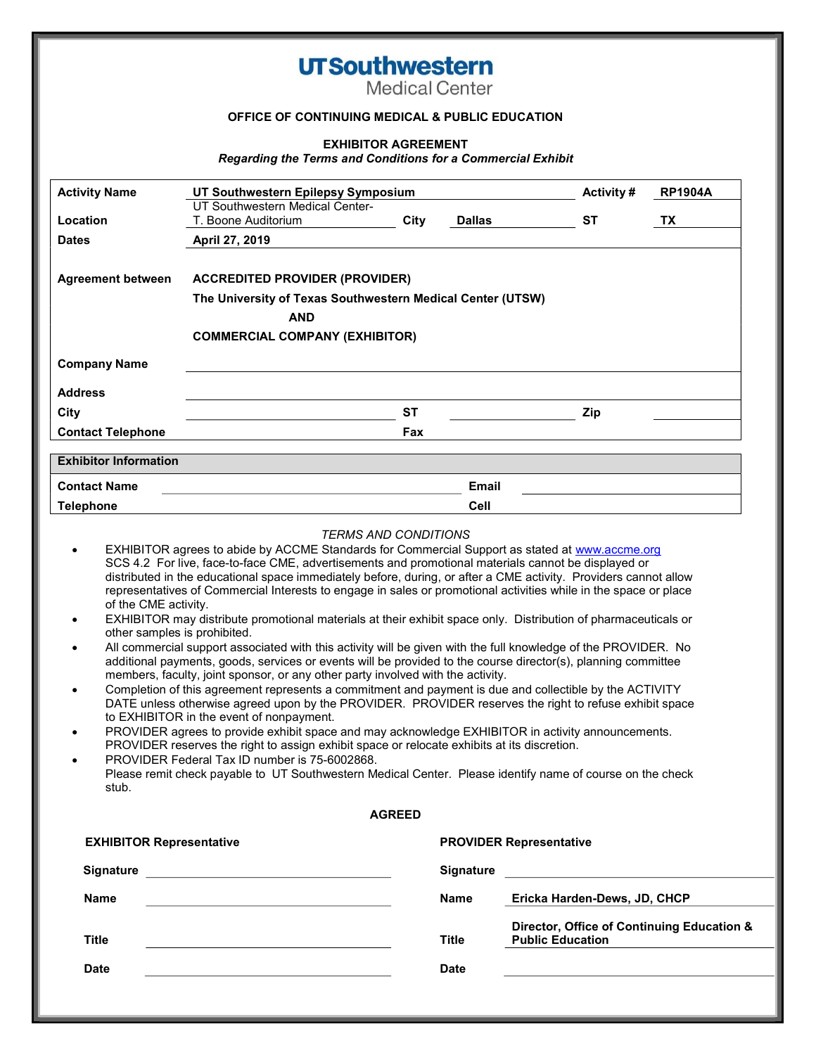# UTSouthwestern
Medical Center

**OFFICE OF CONTINUING MEDICAL & PUBLIC EDUCATION**

**EXHIBITOR AGREEMENT**

***Regarding the Terms and Conditions for a Commercial Exhibit***

| | | | | | |
|---|---|---|---|---|---|
| **Activity Name** | **UT Southwestern Epilepsy Symposium** | | | **Activity #** | **RP1904A** |
| **Location** | UT Southwestern Medical Center-T. Boone Auditorium | **City** | **Dallas** | **ST** | **TX** |
| **Dates** | **April 27, 2019** | | | | |
| **Agreement between** | **ACCREDITED PROVIDER (PROVIDER)**<br>**The University of Texas Southwestern Medical Center (UTSW)**<br>**AND**<br>**COMMERCIAL COMPANY (EXHIBITOR)** | | | | |
| **Company Name** | | | | | |
| **Address** | | | | | |
| **City** | | **ST** | | **Zip** | |
| **Contact Telephone** | | **Fax** | | | |

| **Exhibitor Information** | | | |
|---|---|---|---|
| **Contact Name** | | **Email** | |
| **Telephone** | | **Cell** | |

*TERMS AND CONDITIONS*

- EXHIBITOR agrees to abide by ACCME Standards for Commercial Support as stated at www.accme.org SCS 4.2 For live, face-to-face CME, advertisements and promotional materials cannot be displayed or distributed in the educational space immediately before, during, or after a CME activity. Providers cannot allow representatives of Commercial Interests to engage in sales or promotional activities while in the space or place of the CME activity.
- EXHIBITOR may distribute promotional materials at their exhibit space only. Distribution of pharmaceuticals or other samples is prohibited.
- All commercial support associated with this activity will be given with the full knowledge of the PROVIDER. No additional payments, goods, services or events will be provided to the course director(s), planning committee members, faculty, joint sponsor, or any other party involved with the activity.
- Completion of this agreement represents a commitment and payment is due and collectible by the ACTIVITY DATE unless otherwise agreed upon by the PROVIDER. PROVIDER reserves the right to refuse exhibit space to EXHIBITOR in the event of nonpayment.
- PROVIDER agrees to provide exhibit space and may acknowledge EXHIBITOR in activity announcements. PROVIDER reserves the right to assign exhibit space or relocate exhibits at its discretion.
- PROVIDER Federal Tax ID number is 75-6002868.
  Please remit check payable to UT Southwestern Medical Center. Please identify name of course on the check stub.

**AGREED**

| **EXHIBITOR Representative** | | **PROVIDER Representative** | |
|---|---|---|---|
| **Signature** | | **Signature** | |
| **Name** | | **Name** | **Ericka Harden-Dews, JD, CHCP** |
| **Title** | | **Title** | **Director, Office of Continuing Education & Public Education** |
| **Date** | | **Date** | |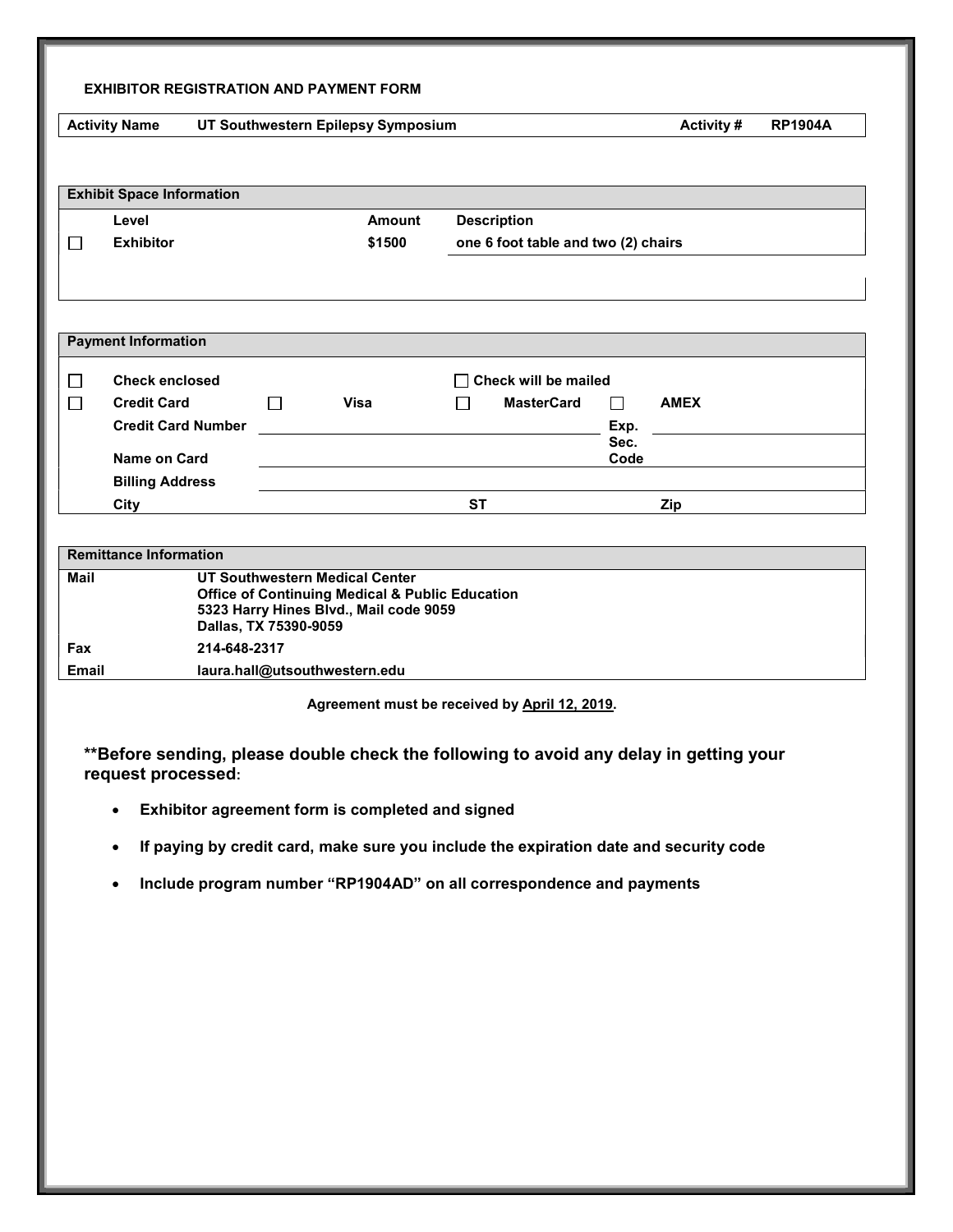## EXHIBITOR REGISTRATION AND PAYMENT FORM

| Activity Name | UT Southwestern Epilepsy Symposium | Activity # | RP1904A |
|---|---|---|---|

| Exhibit Space Information | | | |
|---|---|---|---|
| | Level | Amount | Description |
| ☐ | Exhibitor | $1500 | one 6 foot table and two (2) chairs |

**Payment Information**

☐ **Check enclosed** ☐ **Check will be mailed**

☐ **Credit Card** ☐ **Visa** ☐ **MasterCard** ☐ **AMEX**

**Credit Card Number** ______________________ **Exp.** ____________

**Name on Card** ______________________ **Sec. Code** ____________

**Billing Address** ______________________

**City** ____________ **ST** ____________ **Zip** ____________

| Remittance Information | |
|---|---|
| Mail | UT Southwestern Medical Center<br>Office of Continuing Medical & Public Education<br>5323 Harry Hines Blvd., Mail code 9059<br>Dallas, TX 75390-9059 |
| Fax | 214-648-2317 |
| Email | laura.hall@utsouthwestern.edu |

**Agreement must be received by April 12, 2019.**

**\*\*Before sending, please double check the following to avoid any delay in getting your request processed:**

- **Exhibitor agreement form is completed and signed**
- **If paying by credit card, make sure you include the expiration date and security code**
- **Include program number "RP1904AD" on all correspondence and payments**